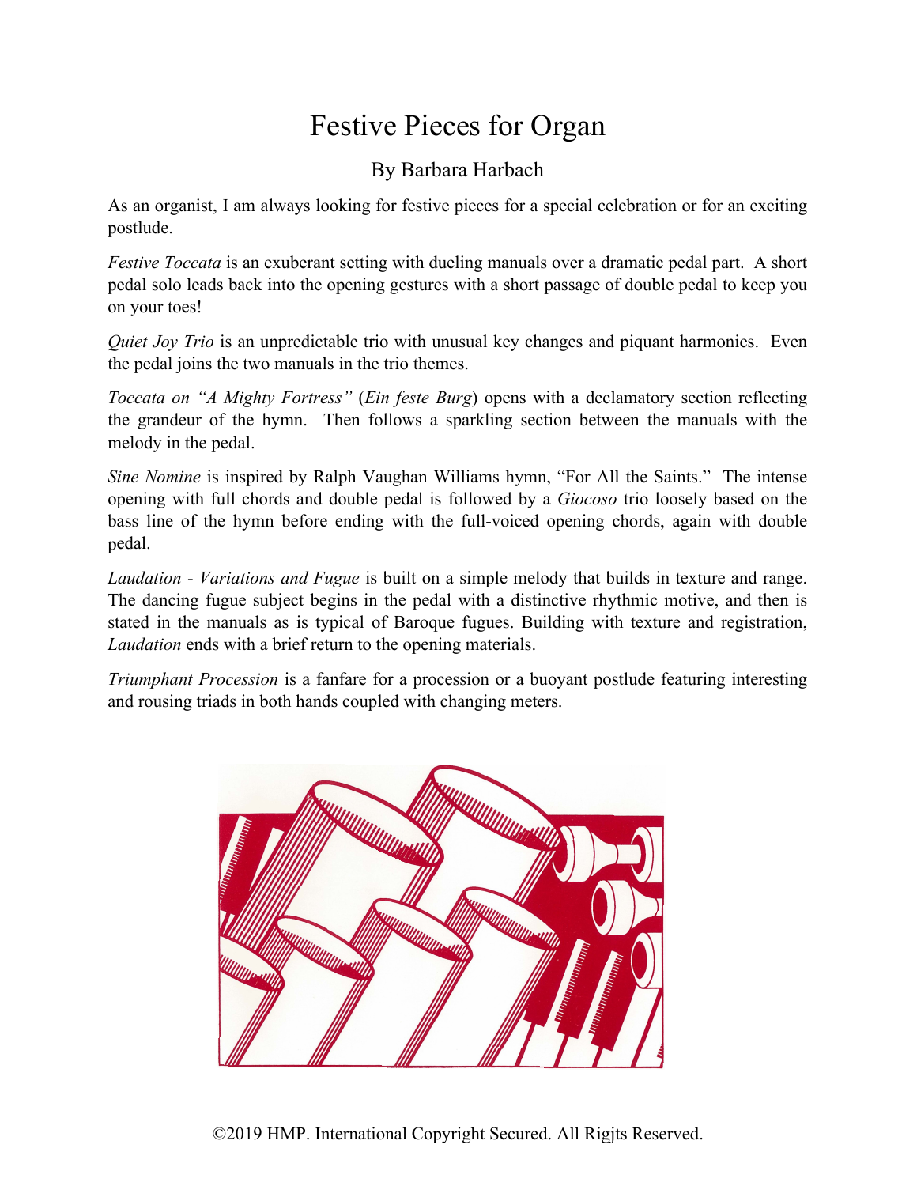# Festive Pieces for Organ

By Barbara Harbach

As an organist, I am always looking for festive pieces for a special celebration or for an exciting postlude.

*Festive Toccata* is an exuberant setting with dueling manuals over a dramatic pedal part. A short pedal solo leads back into the opening gestures with a short passage of double pedal to keep you on your toes!

*Quiet Joy Trio* is an unpredictable trio with unusual key changes and piquant harmonies. Even the pedal joins the two manuals in the trio themes.

*Toccata on "A Mighty Fortress"* (*Ein feste Burg*) opens with a declamatory section reflecting the grandeur of the hymn. Then follows a sparkling section between the manuals with the melody in the pedal.

*Sine Nomine* is inspired by Ralph Vaughan Williams hymn, "For All the Saints." The intense opening with full chords and double pedal is followed by a *Giocoso* trio loosely based on the bass line of the hymn before ending with the full-voiced opening chords, again with double pedal.

*Laudation - Variations and Fugue* is built on a simple melody that builds in texture and range. The dancing fugue subject begins in the pedal with a distinctive rhythmic motive, and then is stated in the manuals as is typical of Baroque fugues. Building with texture and registration, *Laudation* ends with a brief return to the opening materials.

*Triumphant Procession* is a fanfare for a procession or a buoyant postlude featuring interesting and rousing triads in both hands coupled with changing meters.

©2019 HMP. International Copyright Secured. All Rigjts Reserved.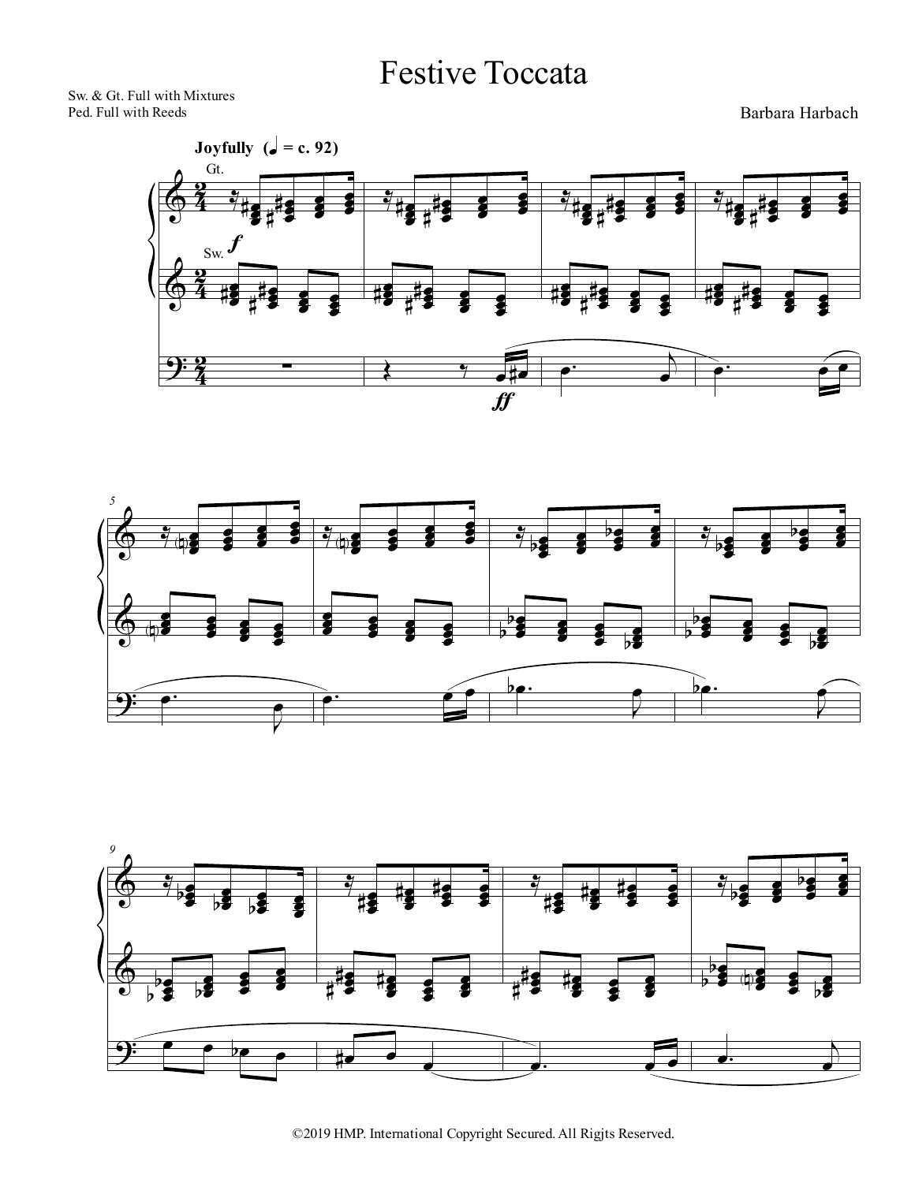# Festive Toccata

Sw. & Gt. Full with Mixtures
Ped. Full with Reeds

Barbara Harbach

**Joyfully** (♩ = c. 92)

Gt.

Sw. *f*

*ff*

©2019 HMP. International Copyright Secured. All Rigjts Reserved.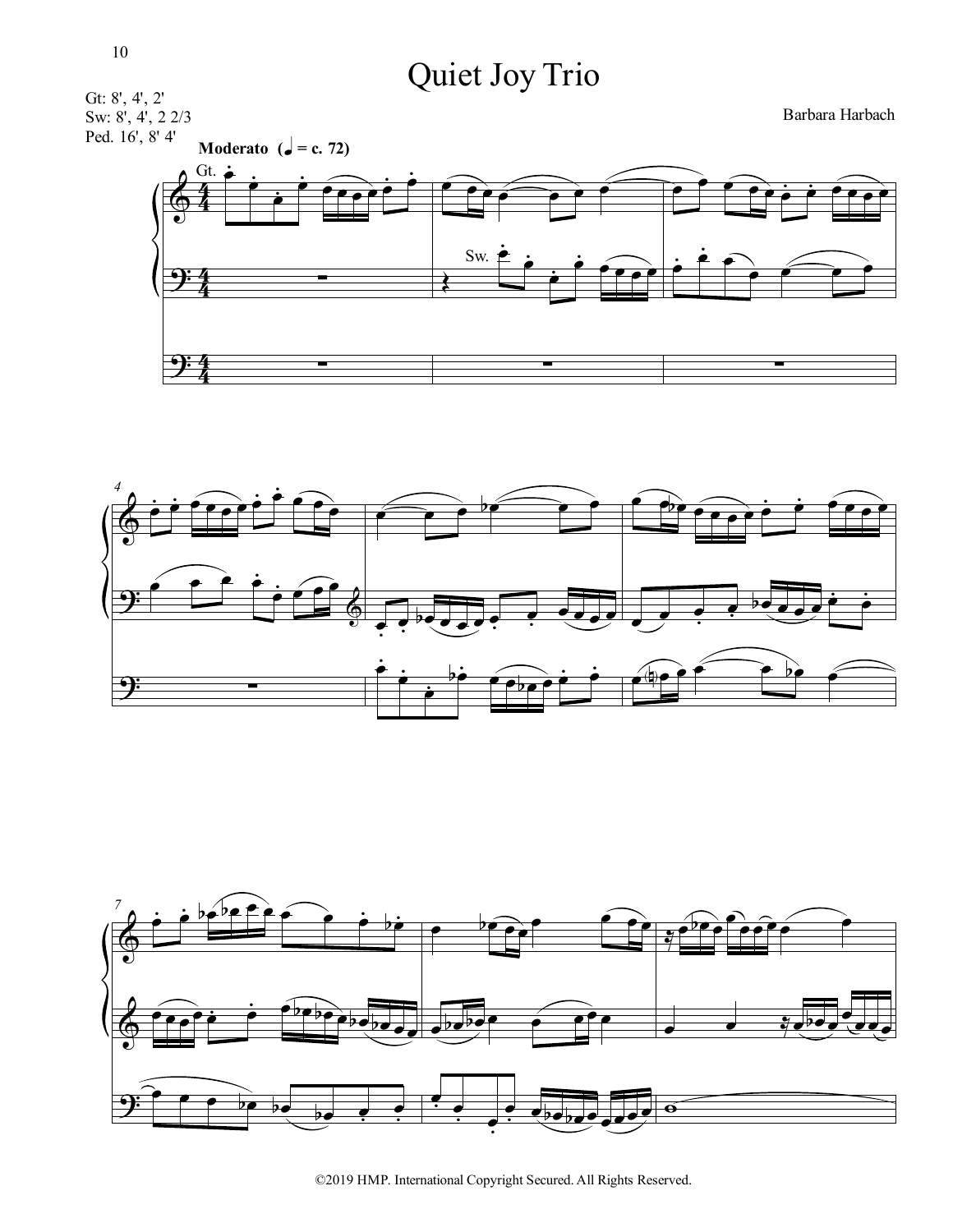# Quiet Joy Trio

Gt: 8', 4', 2'
Sw: 8', 4', 2 2/3
Ped. 16', 8' 4'

Barbara Harbach

**Moderato** (♩ = c. 72)

©2019 HMP. International Copyright Secured. All Rights Reserved.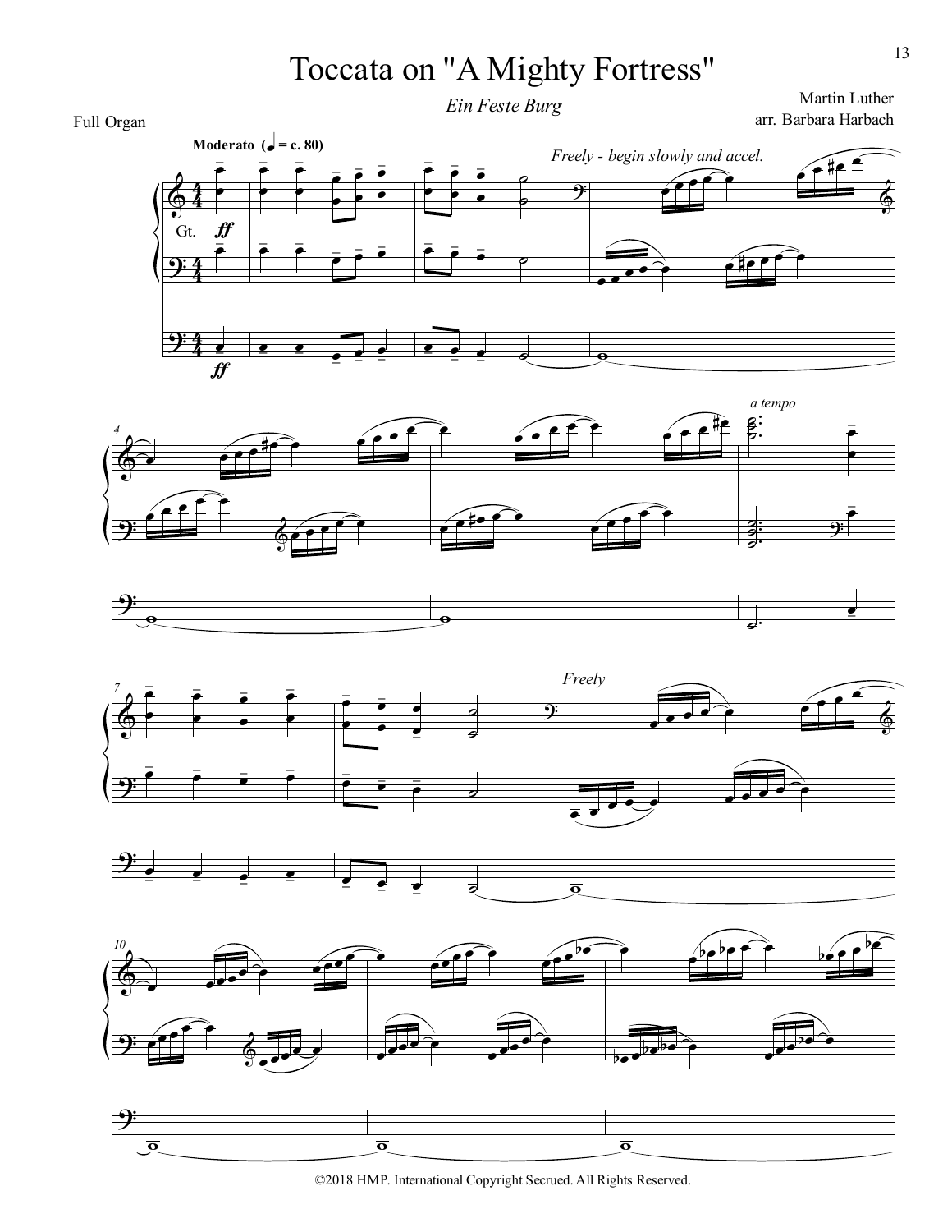# Toccata on "A Mighty Fortress"

*Ein Feste Burg*

Martin Luther
arr. Barbara Harbach

Full Organ

**Moderato** (♩ = c. 80)

*Freely - begin slowly and accel.*

Gt. *ff*

*ff*

*a tempo*

*Freely*

©2018 HMP. International Copyright Secrued. All Rights Reserved.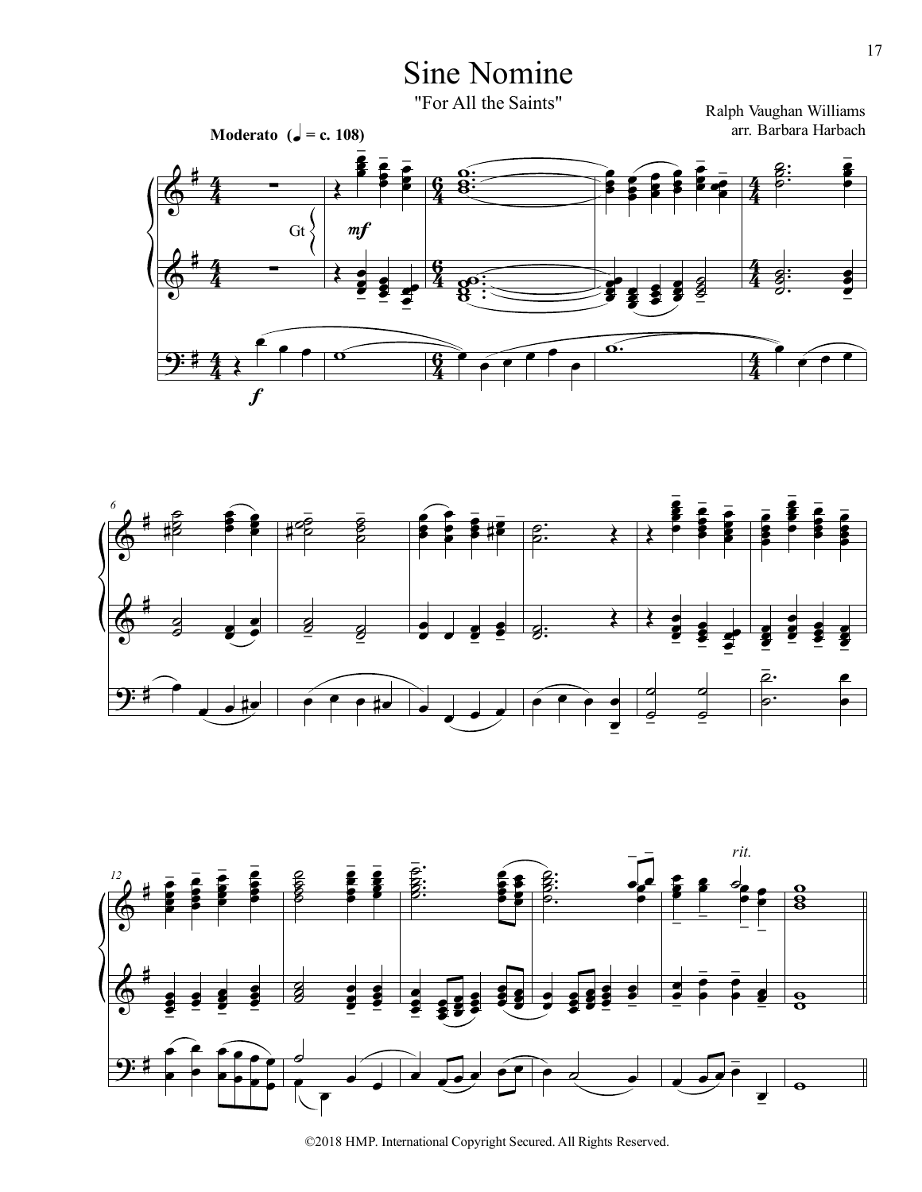# Sine Nomine

"For All the Saints"

Ralph Vaughan Williams
arr. Barbara Harbach

**Moderato** (♩ = c. 108)

©2018 HMP. International Copyright Secured. All Rights Reserved.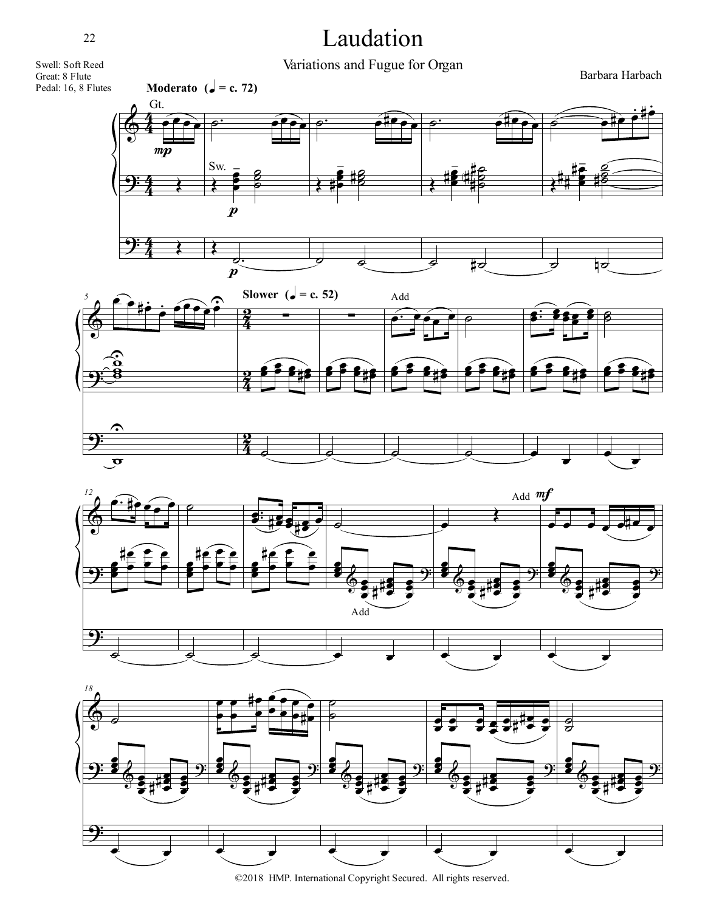# Laudation

Variations and Fugue for Organ

Barbara Harbach

Swell: Soft Reed
Great: 8 Flute
Pedal: 16, 8 Flutes

**Moderato** (♩ = c. 72)

Gt. *mp*

Sw. *p*

*p*

**Slower** (♩ = c. 52)

Add

Add *mf*

Add

©2018 HMP. International Copyright Secured. All rights reserved.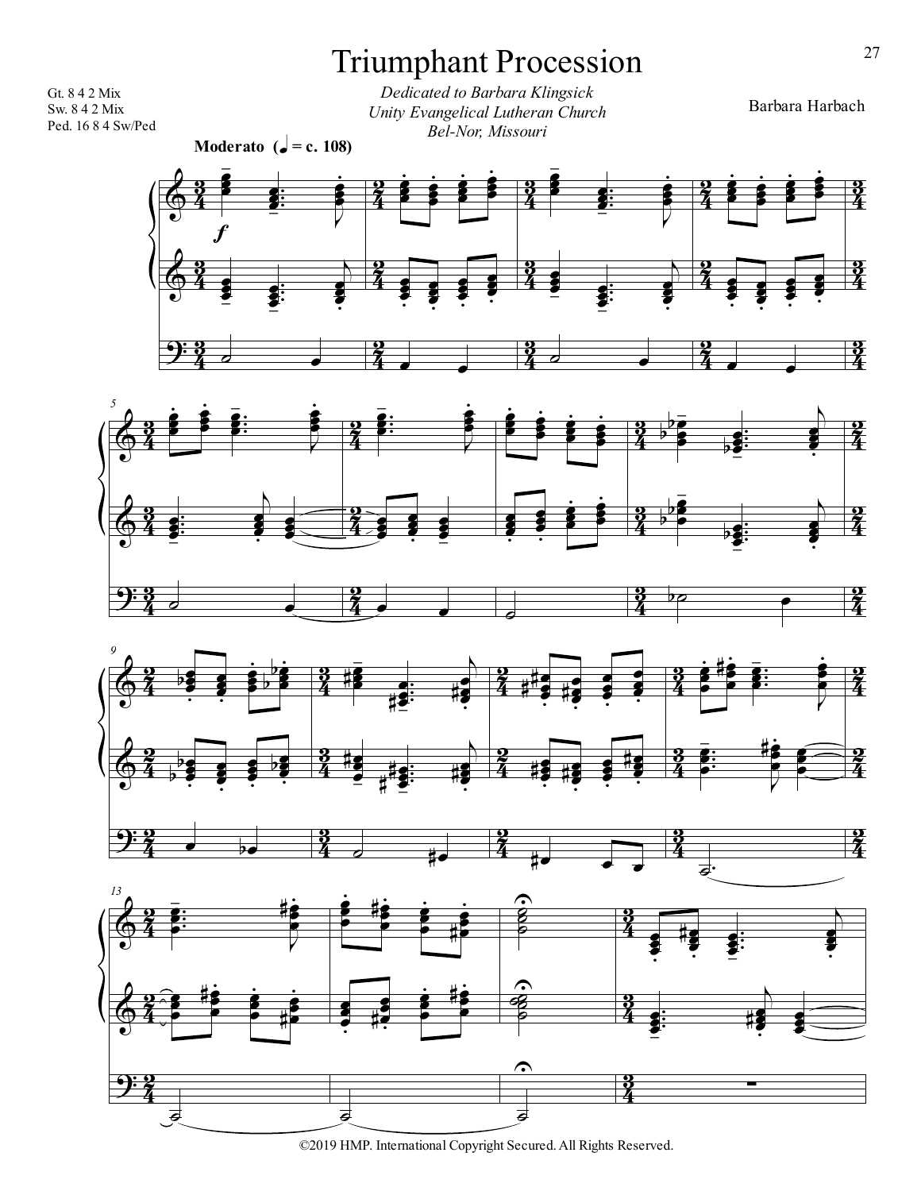# Triumphant Procession

Gt. 8 4 2 Mix
Sw. 8 4 2 Mix
Ped. 16 8 4 Sw/Ped

*Dedicated to Barbara Klingsick*
*Unity Evangelical Lutheran Church*
*Bel-Nor, Missouri*

Barbara Harbach

**Moderato** (♩ = c. 108)

©2019 HMP. International Copyright Secured. All Rights Reserved.